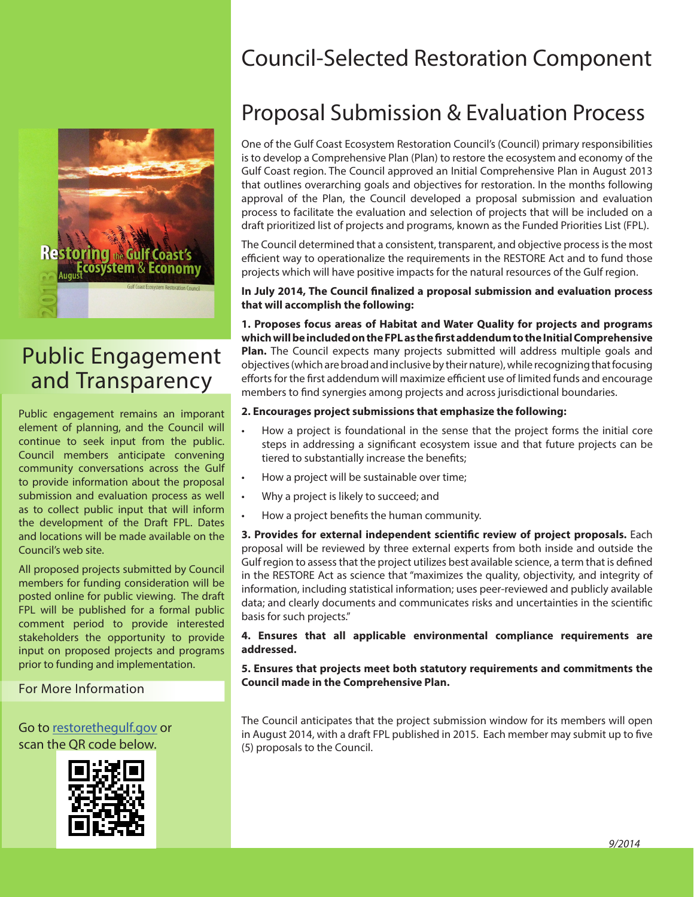# Council-Selected Restoration Component

## Proposal Submission & Evaluation Process

One of the Gulf Coast Ecosystem Restoration Council's (Council) primary responsibilities is to develop a Comprehensive Plan (Plan) to restore the ecosystem and economy of the Gulf Coast region. The Council approved an Initial Comprehensive Plan in August 2013 that outlines overarching goals and objectives for restoration. In the months following approval of the Plan, the Council developed a proposal submission and evaluation process to facilitate the evaluation and selection of projects that will be included on a draft prioritized list of projects and programs, known as the Funded Priorities List (FPL).

The Council determined that a consistent, transparent, and objective process is the most efficient way to operationalize the requirements in the RESTORE Act and to fund those projects which will have positive impacts for the natural resources of the Gulf region.

**In July 2014, The Council finalized a proposal submission and evaluation process that will accomplish the following:**

**1. Proposes focus areas of Habitat and Water Quality for projects and programs which will be included on the FPL as the first addendum to the Initial Comprehensive Plan.** The Council expects many projects submitted will address multiple goals and objectives (which are broad and inclusive by their nature), while recognizing that focusing efforts for the first addendum will maximize efficient use of limited funds and encourage members to find synergies among projects and across jurisdictional boundaries.

**2. Encourages project submissions that emphasize the following:**

- How a project is foundational in the sense that the project forms the initial core steps in addressing a significant ecosystem issue and that future projects can be tiered to substantially increase the benefits;
- How a project will be sustainable over time;
- Why a project is likely to succeed; and
- How a project benefits the human community.

**3. Provides for external independent scientific review of project proposals.** Each proposal will be reviewed by three external experts from both inside and outside the Gulf region to assess that the project utilizes best available science, a term that is defined in the RESTORE Act as science that "maximizes the quality, objectivity, and integrity of information, including statistical information; uses peer-reviewed and publicly available data; and clearly documents and communicates risks and uncertainties in the scientific basis for such projects."

**4. Ensures that all applicable environmental compliance requirements are addressed.**

**5. Ensures that projects meet both statutory requirements and commitments the Council made in the Comprehensive Plan.**

The Council anticipates that the project submission window for its members will open in August 2014, with a draft FPL published in 2015. Each member may submit up to five (5) proposals to the Council.

## Public Engagement and Transparency

Public engagement remains an imporant element of planning, and the Council will continue to seek input from the public. Council members anticipate convening community conversations across the Gulf to provide information about the proposal submission and evaluation process as well as to collect public input that will inform the development of the Draft FPL. Dates and locations will be made available on the Council's web site.

All proposed projects submitted by Council members for funding consideration will be posted online for public viewing. The draft FPL will be published for a formal public comment period to provide interested stakeholders the opportunity to provide input on proposed projects and programs prior to funding and implementation.

### For More Information

Go to restorethegulf.gov or scan the QR code below.

9/2014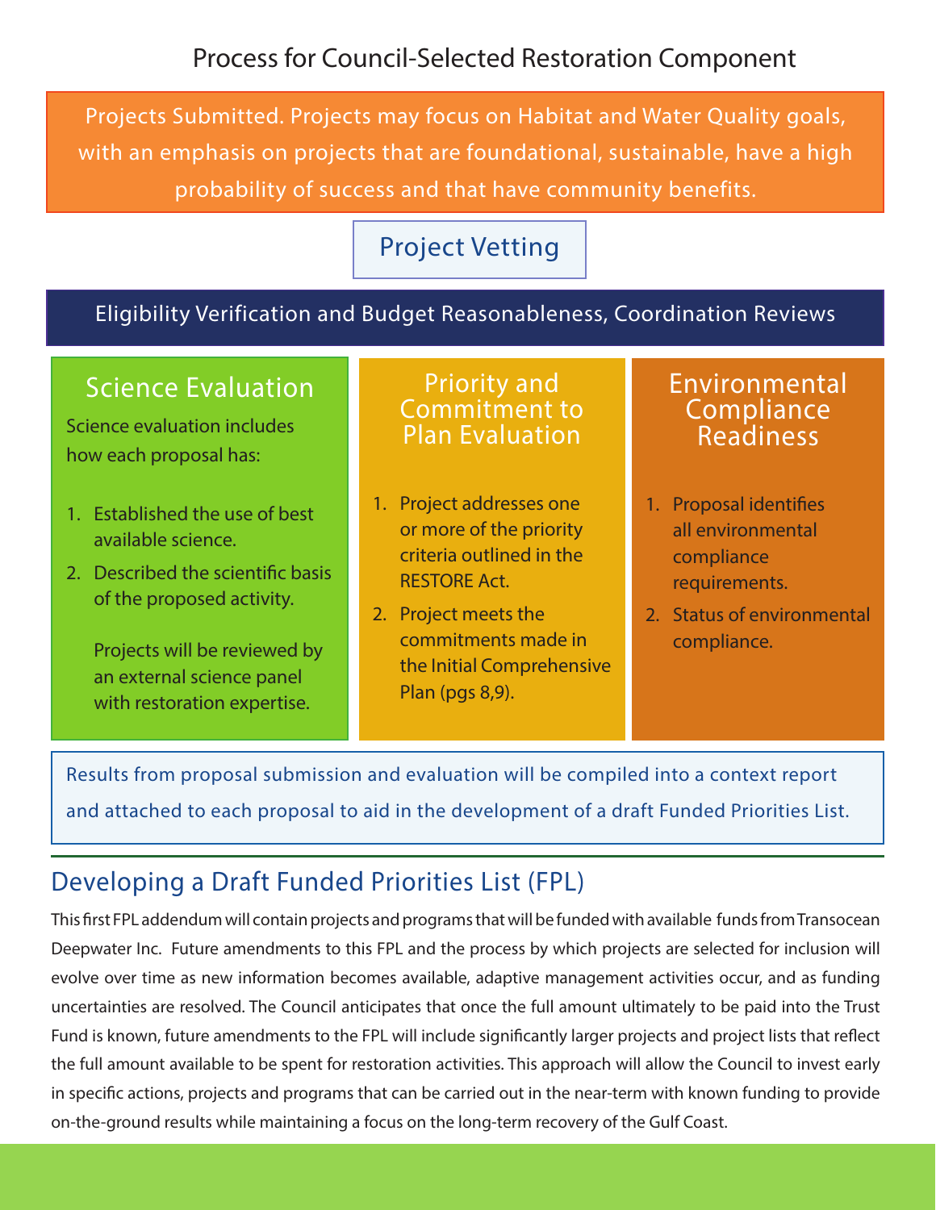# Process for Council-Selected Restoration Component

Projects Submitted. Projects may focus on Habitat and Water Quality goals, with an emphasis on projects that are foundational, sustainable, have a high probability of success and that have community benefits.

## Project Vetting

Eligibility Verification and Budget Reasonableness, Coordination Reviews

### Science Evaluation

Science evaluation includes how each proposal has:

1. Established the use of best available science.
2. Described the scientific basis of the proposed activity.

   Projects will be reviewed by an external science panel with restoration expertise.

### Priority and Commitment to Plan Evaluation

1. Project addresses one or more of the priority criteria outlined in the RESTORE Act.
2. Project meets the commitments made in the Initial Comprehensive Plan (pgs 8,9).

### Environmental Compliance Readiness

1. Proposal identifies all environmental compliance requirements.
2. Status of environmental compliance.

Results from proposal submission and evaluation will be compiled into a context report and attached to each proposal to aid in the development of a draft Funded Priorities List.

## Developing a Draft Funded Priorities List (FPL)

This first FPL addendum will contain projects and programs that will be funded with available funds from Transocean Deepwater Inc. Future amendments to this FPL and the process by which projects are selected for inclusion will evolve over time as new information becomes available, adaptive management activities occur, and as funding uncertainties are resolved. The Council anticipates that once the full amount ultimately to be paid into the Trust Fund is known, future amendments to the FPL will include significantly larger projects and project lists that reflect the full amount available to be spent for restoration activities. This approach will allow the Council to invest early in specific actions, projects and programs that can be carried out in the near-term with known funding to provide on-the-ground results while maintaining a focus on the long-term recovery of the Gulf Coast.